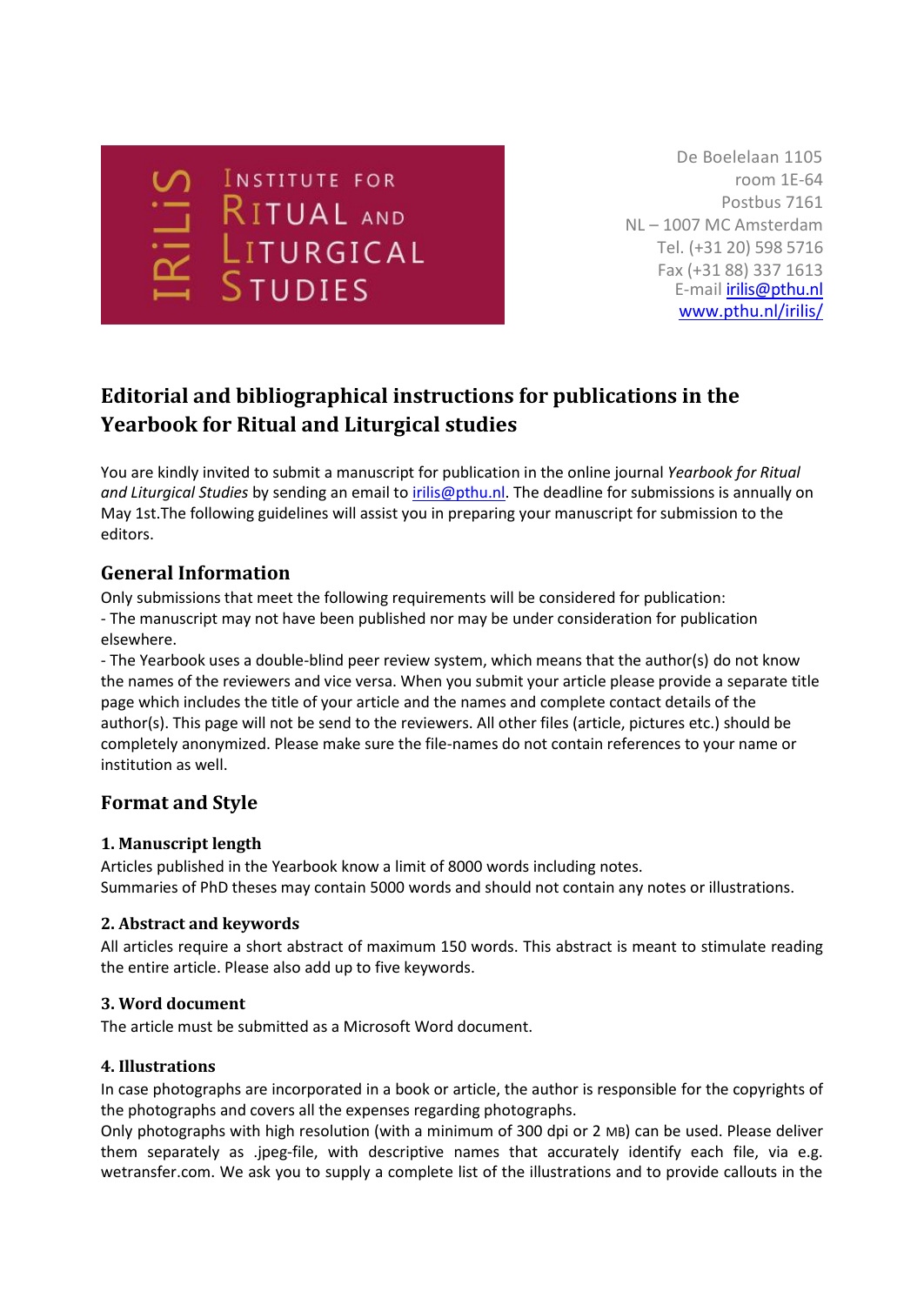INSTITUTE FOR RITUAL AND LITURGICAL STUDIES

IRiLiS

De Boelelaan 1105
room 1E-64
Postbus 7161
NL – 1007 MC Amsterdam
Tel. (+31 20) 598 5716
Fax (+31 88) 337 1613
E-mail irilis@pthu.nl
www.pthu.nl/irilis/

# Editorial and bibliographical instructions for publications in the Yearbook for Ritual and Liturgical studies

You are kindly invited to submit a manuscript for publication in the online journal *Yearbook for Ritual and Liturgical Studies* by sending an email to irilis@pthu.nl. The deadline for submissions is annually on May 1st.The following guidelines will assist you in preparing your manuscript for submission to the editors.

## General Information

Only submissions that meet the following requirements will be considered for publication:
- The manuscript may not have been published nor may be under consideration for publication elsewhere.
- The Yearbook uses a double-blind peer review system, which means that the author(s) do not know the names of the reviewers and vice versa. When you submit your article please provide a separate title page which includes the title of your article and the names and complete contact details of the author(s). This page will not be send to the reviewers. All other files (article, pictures etc.) should be completely anonymized. Please make sure the file-names do not contain references to your name or institution as well.

## Format and Style

### 1. Manuscript length

Articles published in the Yearbook know a limit of 8000 words including notes.
Summaries of PhD theses may contain 5000 words and should not contain any notes or illustrations.

### 2. Abstract and keywords

All articles require a short abstract of maximum 150 words. This abstract is meant to stimulate reading the entire article. Please also add up to five keywords.

### 3. Word document

The article must be submitted as a Microsoft Word document.

### 4. Illustrations

In case photographs are incorporated in a book or article, the author is responsible for the copyrights of the photographs and covers all the expenses regarding photographs.
Only photographs with high resolution (with a minimum of 300 dpi or 2 MB) can be used. Please deliver them separately as .jpeg-file, with descriptive names that accurately identify each file, via e.g. wetransfer.com. We ask you to supply a complete list of the illustrations and to provide callouts in the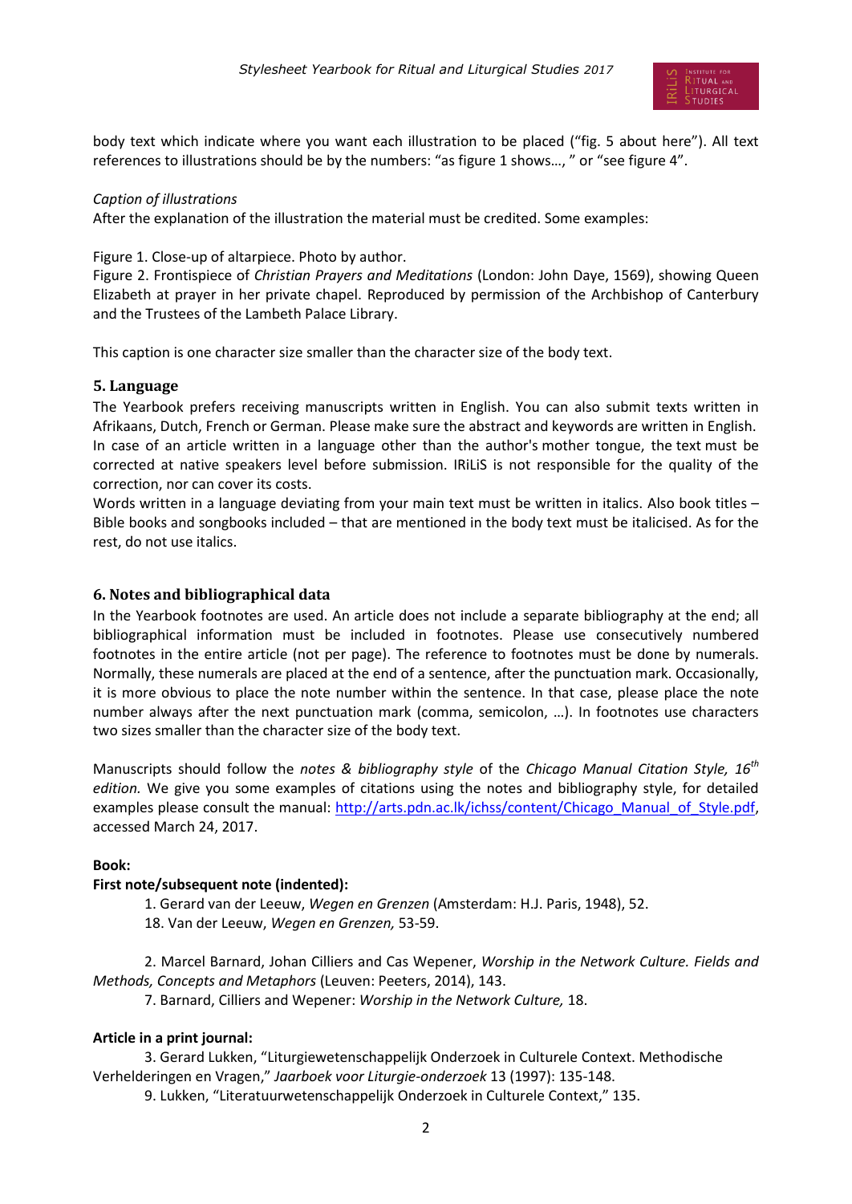body text which indicate where you want each illustration to be placed ("fig. 5 about here"). All text references to illustrations should be by the numbers: "as figure 1 shows…, " or "see figure 4".

*Caption of illustrations*
After the explanation of the illustration the material must be credited. Some examples:

Figure 1. Close-up of altarpiece. Photo by author.
Figure 2. Frontispiece of *Christian Prayers and Meditations* (London: John Daye, 1569), showing Queen Elizabeth at prayer in her private chapel. Reproduced by permission of the Archbishop of Canterbury and the Trustees of the Lambeth Palace Library.

This caption is one character size smaller than the character size of the body text.

## 5. Language

The Yearbook prefers receiving manuscripts written in English. You can also submit texts written in Afrikaans, Dutch, French or German. Please make sure the abstract and keywords are written in English. In case of an article written in a language other than the author's mother tongue, the text must be corrected at native speakers level before submission. IRiLiS is not responsible for the quality of the correction, nor can cover its costs.
Words written in a language deviating from your main text must be written in italics. Also book titles – Bible books and songbooks included – that are mentioned in the body text must be italicised. As for the rest, do not use italics.

## 6. Notes and bibliographical data

In the Yearbook footnotes are used. An article does not include a separate bibliography at the end; all bibliographical information must be included in footnotes. Please use consecutively numbered footnotes in the entire article (not per page). The reference to footnotes must be done by numerals. Normally, these numerals are placed at the end of a sentence, after the punctuation mark. Occasionally, it is more obvious to place the note number within the sentence. In that case, please place the note number always after the next punctuation mark (comma, semicolon, …). In footnotes use characters two sizes smaller than the character size of the body text.

Manuscripts should follow the *notes & bibliography style* of the *Chicago Manual Citation Style, 16th edition.* We give you some examples of citations using the notes and bibliography style, for detailed examples please consult the manual: http://arts.pdn.ac.lk/ichss/content/Chicago_Manual_of_Style.pdf, accessed March 24, 2017.

**Book:**

**First note/subsequent note (indented):**

1. Gerard van der Leeuw, *Wegen en Grenzen* (Amsterdam: H.J. Paris, 1948), 52.
18. Van der Leeuw, *Wegen en Grenzen,* 53-59.

2. Marcel Barnard, Johan Cilliers and Cas Wepener, *Worship in the Network Culture. Fields and Methods, Concepts and Metaphors* (Leuven: Peeters, 2014), 143.
7. Barnard, Cilliers and Wepener: *Worship in the Network Culture,* 18.

**Article in a print journal:**

3. Gerard Lukken, "Liturgiewetenschappelijk Onderzoek in Culturele Context. Methodische Verhelderingen en Vragen," *Jaarboek voor Liturgie-onderzoek* 13 (1997): 135-148.
9. Lukken, "Literatuurwetenschappelijk Onderzoek in Culturele Context," 135.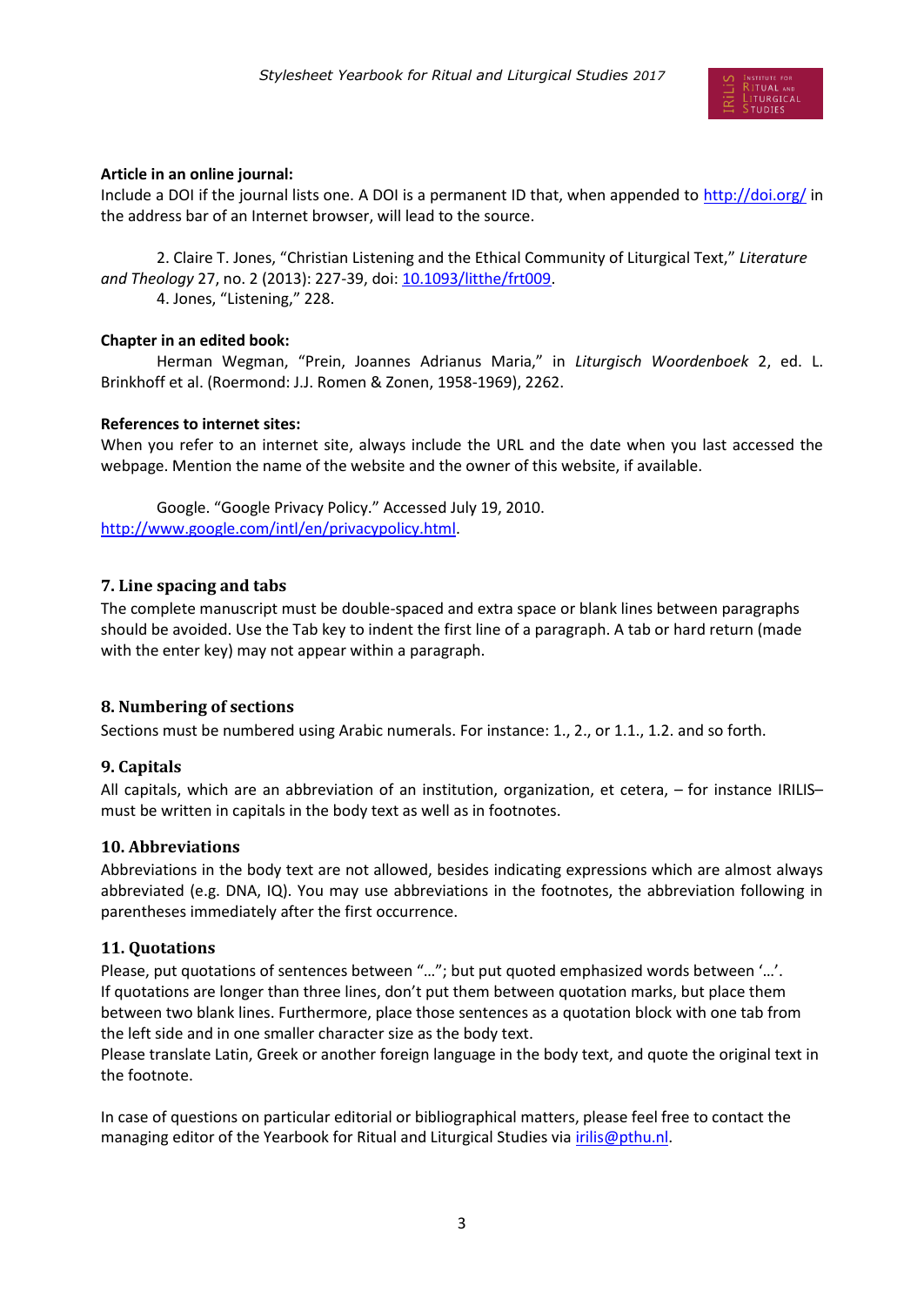**Article in an online journal:**
Include a DOI if the journal lists one. A DOI is a permanent ID that, when appended to http://doi.org/ in the address bar of an Internet browser, will lead to the source.

2. Claire T. Jones, "Christian Listening and the Ethical Community of Liturgical Text," *Literature and Theology* 27, no. 2 (2013): 227-39, doi: 10.1093/litthe/frt009.
4. Jones, "Listening," 228.

**Chapter in an edited book:**
Herman Wegman, "Prein, Joannes Adrianus Maria," in *Liturgisch Woordenboek* 2, ed. L. Brinkhoff et al. (Roermond: J.J. Romen & Zonen, 1958-1969), 2262.

**References to internet sites:**
When you refer to an internet site, always include the URL and the date when you last accessed the webpage. Mention the name of the website and the owner of this website, if available.

Google. "Google Privacy Policy." Accessed July 19, 2010. http://www.google.com/intl/en/privacypolicy.html.

## 7. Line spacing and tabs

The complete manuscript must be double-spaced and extra space or blank lines between paragraphs should be avoided. Use the Tab key to indent the first line of a paragraph. A tab or hard return (made with the enter key) may not appear within a paragraph.

## 8. Numbering of sections

Sections must be numbered using Arabic numerals. For instance: 1., 2., or 1.1., 1.2. and so forth.

## 9. Capitals

All capitals, which are an abbreviation of an institution, organization, et cetera, – for instance IRILIS– must be written in capitals in the body text as well as in footnotes.

## 10. Abbreviations

Abbreviations in the body text are not allowed, besides indicating expressions which are almost always abbreviated (e.g. DNA, IQ). You may use abbreviations in the footnotes, the abbreviation following in parentheses immediately after the first occurrence.

## 11. Quotations

Please, put quotations of sentences between "…"; but put quoted emphasized words between '…'.
If quotations are longer than three lines, don't put them between quotation marks, but place them between two blank lines. Furthermore, place those sentences as a quotation block with one tab from the left side and in one smaller character size as the body text.
Please translate Latin, Greek or another foreign language in the body text, and quote the original text in the footnote.

In case of questions on particular editorial or bibliographical matters, please feel free to contact the managing editor of the Yearbook for Ritual and Liturgical Studies via irilis@pthu.nl.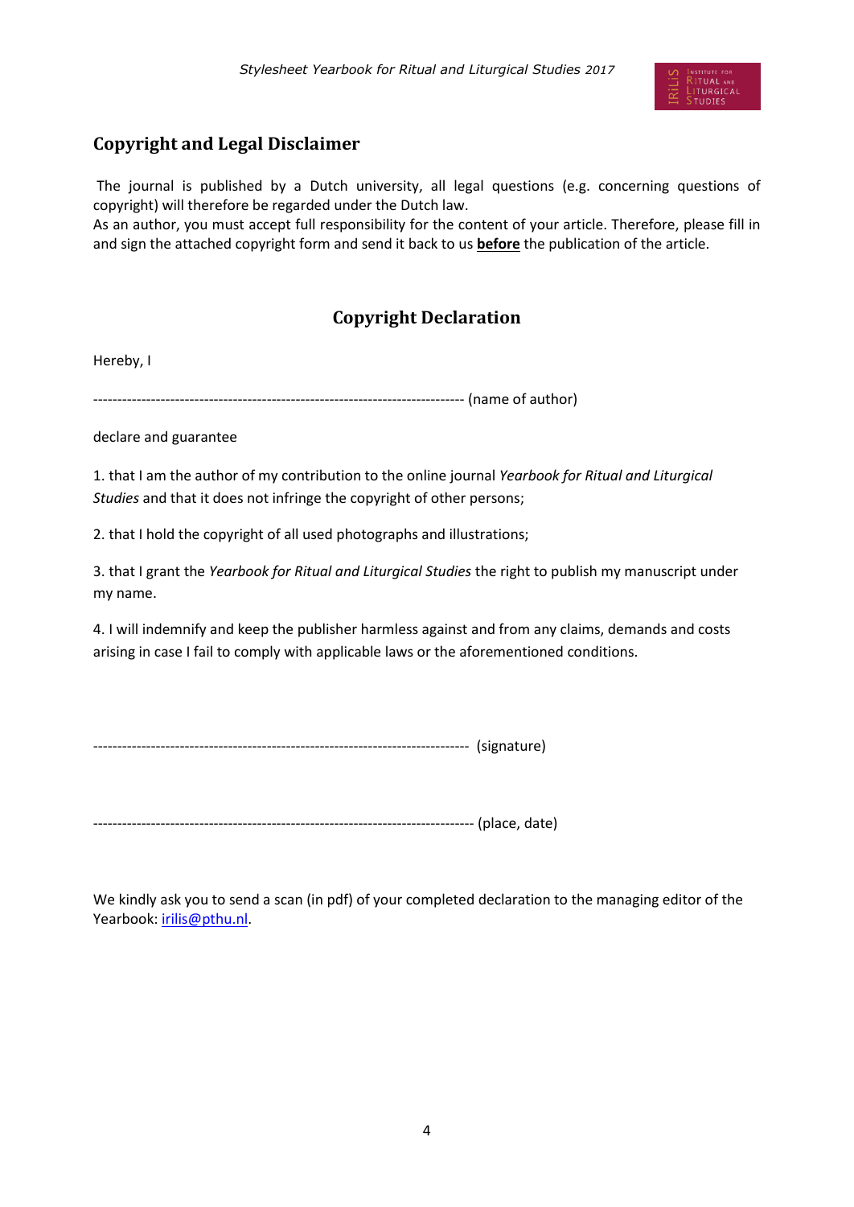## Copyright and Legal Disclaimer

The journal is published by a Dutch university, all legal questions (e.g. concerning questions of copyright) will therefore be regarded under the Dutch law.
As an author, you must accept full responsibility for the content of your article. Therefore, please fill in and sign the attached copyright form and send it back to us **before** the publication of the article.

## Copyright Declaration

Hereby, I

---------------------------------------------------------------------------- (name of author)

declare and guarantee

1. that I am the author of my contribution to the online journal *Yearbook for Ritual and Liturgical Studies* and that it does not infringe the copyright of other persons;

2. that I hold the copyright of all used photographs and illustrations;

3. that I grant the *Yearbook for Ritual and Liturgical Studies* the right to publish my manuscript under my name.

4. I will indemnify and keep the publisher harmless against and from any claims, demands and costs arising in case I fail to comply with applicable laws or the aforementioned conditions.

---------------------------------------------------------------------------- (signature)

---------------------------------------------------------------------------- (place, date)

We kindly ask you to send a scan (in pdf) of your completed declaration to the managing editor of the Yearbook: irilis@pthu.nl.